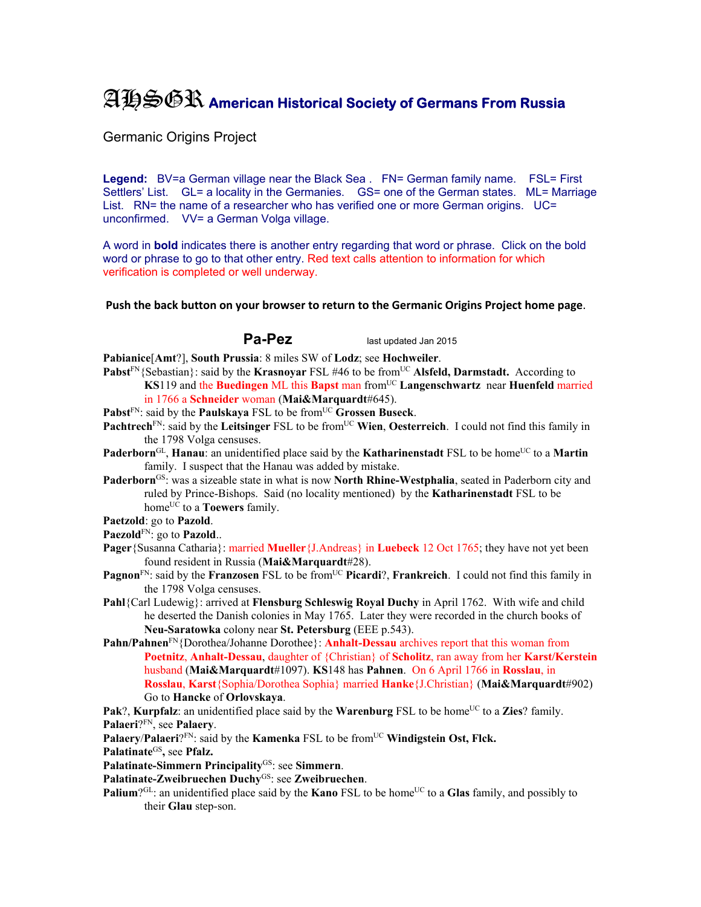# AHSGR American Historical Society of Germans From Russia

Germanic Origins Project

**Legend:** BV=a German village near the Black Sea . FN= German family name. FSL= First Settlers' List. GL= a locality in the Germanies. GS= one of the German states. ML= Marriage List. RN= the name of a researcher who has verified one or more German origins. UC= unconfirmed. VV= a German Volga village.

A word in **bold** indicates there is another entry regarding that word or phrase. Click on the bold word or phrase to go to that other entry. Red text calls attention to information for which verification is completed or well underway.

**Push the back button on your browser to return to the Germanic Origins Project home page.**

## Pa-Pez

last updated Jan 2015

**Pabianice**[**Amt**?], **South Prussia**: 8 miles SW of **Lodz**; see **Hochweiler**.

**Pabst**FN{Sebastian}: said by the **Krasnoyar** FSL #46 to be fromUC **Alsfeld, Darmstadt.** According to **KS**119 and the **Buedingen** ML this **Bapst** man fromUC **Langenschwartz** near **Huenfeld** married in 1766 a **Schneider** woman (**Mai&Marquardt**#645).

**Pabst**FN: said by the **Paulskaya** FSL to be fromUC **Grossen Buseck**.

**Pachtrech**FN: said by the **Leitsinger** FSL to be fromUC **Wien**, **Oesterreich**. I could not find this family in the 1798 Volga censuses.

**Paderborn**GL, **Hanau**: an unidentified place said by the **Katharinenstadt** FSL to be homeUC to a **Martin** family. I suspect that the Hanau was added by mistake.

**Paderborn**GS: was a sizeable state in what is now **North Rhine-Westphalia**, seated in Paderborn city and ruled by Prince-Bishops. Said (no locality mentioned) by the **Katharinenstadt** FSL to be homeUC to a **Toewers** family.

**Paetzold**: go to **Pazold**.

**Paezold**FN: go to **Pazold**..

**Pager**{Susanna Catharia}: married **Mueller**{J.Andreas} in **Luebeck** 12 Oct 1765; they have not yet been found resident in Russia (**Mai&Marquardt**#28).

**Pagnon**FN: said by the **Franzosen** FSL to be fromUC **Picardi**?, **Frankreich**. I could not find this family in the 1798 Volga censuses.

**Pahl**{Carl Ludewig}: arrived at **Flensburg Schleswig Royal Duchy** in April 1762. With wife and child he deserted the Danish colonies in May 1765. Later they were recorded in the church books of **Neu-Saratowka** colony near **St. Petersburg** (EEE p.543).

**Pahn/Pahnen**FN{Dorothea/Johanne Dorothee}: **Anhalt-Dessau** archives report that this woman from **Poetnitz**, **Anhalt-Dessau**, daughter of {Christian} of **Scholitz**, ran away from her **Karst/Kerstein** husband (**Mai&Marquardt**#1097). **KS**148 has **Pahnen**. On 6 April 1766 in **Rosslau**, in **Rosslau**, **Karst**{Sophia/Dorothea Sophia} married **Hanke**{J.Christian} (**Mai&Marquardt**#902) Go to **Hancke** of **Orlovskaya**.

**Pak**?, **Kurpfalz**: an unidentified place said by the **Warenburg** FSL to be homeUC to a **Zies**? family.

**Palaeri**?FN, see **Palaery**.

**Palaery**/**Palaeri**?FN: said by the **Kamenka** FSL to be fromUC **Windigstein Ost, Flck.**

**Palatinate**GS**, see Pfalz.**

**Palatinate-Simmern Principality**GS: see **Simmern**.

**Palatinate-Zweibruechen Duchy**GS: see **Zweibruechen**.

**Palium**?GL: an unidentified place said by the **Kano** FSL to be homeUC to a **Glas** family, and possibly to their **Glau** step-son.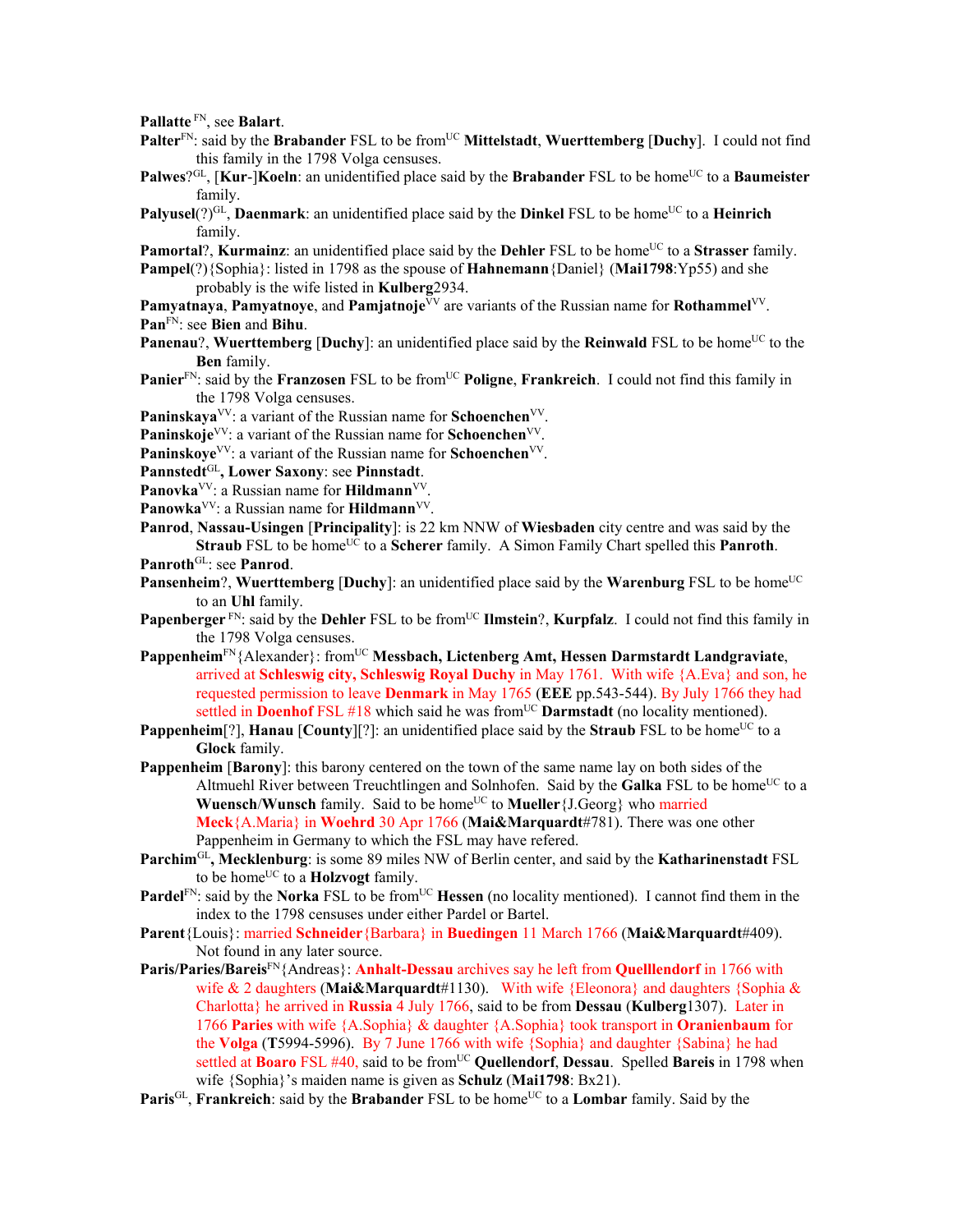**Pallatte** [FN], see **Balart**.

**Palter**[FN]: said by the **Brabander** FSL to be from[UC] **Mittelstadt**, **Wuerttemberg** [**Duchy**]. I could not find this family in the 1798 Volga censuses.

**Palwes**?[GL], [**Kur**-]**Koeln**: an unidentified place said by the **Brabander** FSL to be home[UC] to a **Baumeister** family.

**Palyusel**(?)[GL], **Daenmark**: an unidentified place said by the **Dinkel** FSL to be home[UC] to a **Heinrich** family.

**Pamortal**?, **Kurmainz**: an unidentified place said by the **Dehler** FSL to be home[UC] to a **Strasser** family.

**Pampel**(?){Sophia}: listed in 1798 as the spouse of **Hahnemann**{Daniel} (**Mai1798**:Yp55) and she probably is the wife listed in **Kulberg**2934.

**Pamyatnaya**, **Pamyatnoye**, and **Pamjatnoje**[VV] are variants of the Russian name for **Rothammel**[VV].

**Pan**[FN]: see **Bien** and **Bihu**.

**Panenau**?, **Wuerttemberg** [**Duchy**]: an unidentified place said by the **Reinwald** FSL to be home[UC] to the **Ben** family.

**Panier**[FN]: said by the **Franzosen** FSL to be from[UC] **Poligne**, **Frankreich**. I could not find this family in the 1798 Volga censuses.

**Paninskaya**[VV]: a variant of the Russian name for **Schoenchen**[VV].

**Paninskoje**[VV]: a variant of the Russian name for **Schoenchen**[VV].

**Paninskoye**[VV]: a variant of the Russian name for **Schoenchen**[VV].

**Pannstedt**[GL]**, Lower Saxony**: see **Pinnstadt**.

**Panovka**[VV]: a Russian name for **Hildmann**[VV].

**Panowka**[VV]: a Russian name for **Hildmann**[VV].

**Panrod**, **Nassau-Usingen** [**Principality**]: is 22 km NNW of **Wiesbaden** city centre and was said by the **Straub** FSL to be home[UC] to a **Scherer** family. A Simon Family Chart spelled this **Panroth**.

**Panroth**[GL]: see **Panrod**.

**Pansenheim**?, **Wuerttemberg** [**Duchy**]: an unidentified place said by the **Warenburg** FSL to be home[UC] to an **Uhl** family.

**Papenberger** [FN]: said by the **Dehler** FSL to be from[UC] **Ilmstein**?, **Kurpfalz**. I could not find this family in the 1798 Volga censuses.

**Pappenheim**[FN]{Alexander}: from[UC] **Messbach, Lictenberg Amt, Hessen Darmstardt Landgraviate**, arrived at **Schleswig city, Schleswig Royal Duchy** in May 1761. With wife {A.Eva} and son, he requested permission to leave **Denmark** in May 1765 (**EEE** pp.543-544). By July 1766 they had settled in **Doenhof** FSL #18 which said he was from[UC] **Darmstadt** (no locality mentioned).

**Pappenheim**[?], **Hanau** [**County**][?]: an unidentified place said by the **Straub** FSL to be home[UC] to a **Glock** family.

**Pappenheim** [**Barony**]: this barony centered on the town of the same name lay on both sides of the Altmuehl River between Treuchtlingen and Solnhofen. Said by the **Galka** FSL to be home[UC] to a **Wuensch**/**Wunsch** family. Said to be home[UC] to **Mueller**{J.Georg} who married **Meck**{A.Maria} in **Woehrd** 30 Apr 1766 (**Mai&Marquardt**#781). There was one other Pappenheim in Germany to which the FSL may have refered.

**Parchim**[GL]**, Mecklenburg**: is some 89 miles NW of Berlin center, and said by the **Katharinenstadt** FSL to be home[UC] to a **Holzvogt** family.

**Pardel**[FN]: said by the **Norka** FSL to be from[UC] **Hessen** (no locality mentioned). I cannot find them in the index to the 1798 censuses under either Pardel or Bartel.

**Parent**{Louis}: married **Schneider**{Barbara} in **Buedingen** 11 March 1766 (**Mai&Marquardt**#409). Not found in any later source.

**Paris/Paries/Bareis**[FN]{Andreas}: **Anhalt-Dessau** archives say he left from **Quelllendorf** in 1766 with wife & 2 daughters (**Mai&Marquardt**#1130). With wife {Eleonora} and daughters {Sophia & Charlotta} he arrived in **Russia** 4 July 1766, said to be from **Dessau** (**Kulberg**1307). Later in 1766 **Paries** with wife {A.Sophia} & daughter {A.Sophia} took transport in **Oranienbaum** for the **Volga** (**T**5994-5996). By 7 June 1766 with wife {Sophia} and daughter {Sabina} he had settled at **Boaro** FSL #40, said to be from[UC] **Quellendorf**, **Dessau**. Spelled **Bareis** in 1798 when wife {Sophia}'s maiden name is given as **Schulz** (**Mai1798**: Bx21).

**Paris**[GL], **Frankreich**: said by the **Brabander** FSL to be home[UC] to a **Lombar** family. Said by the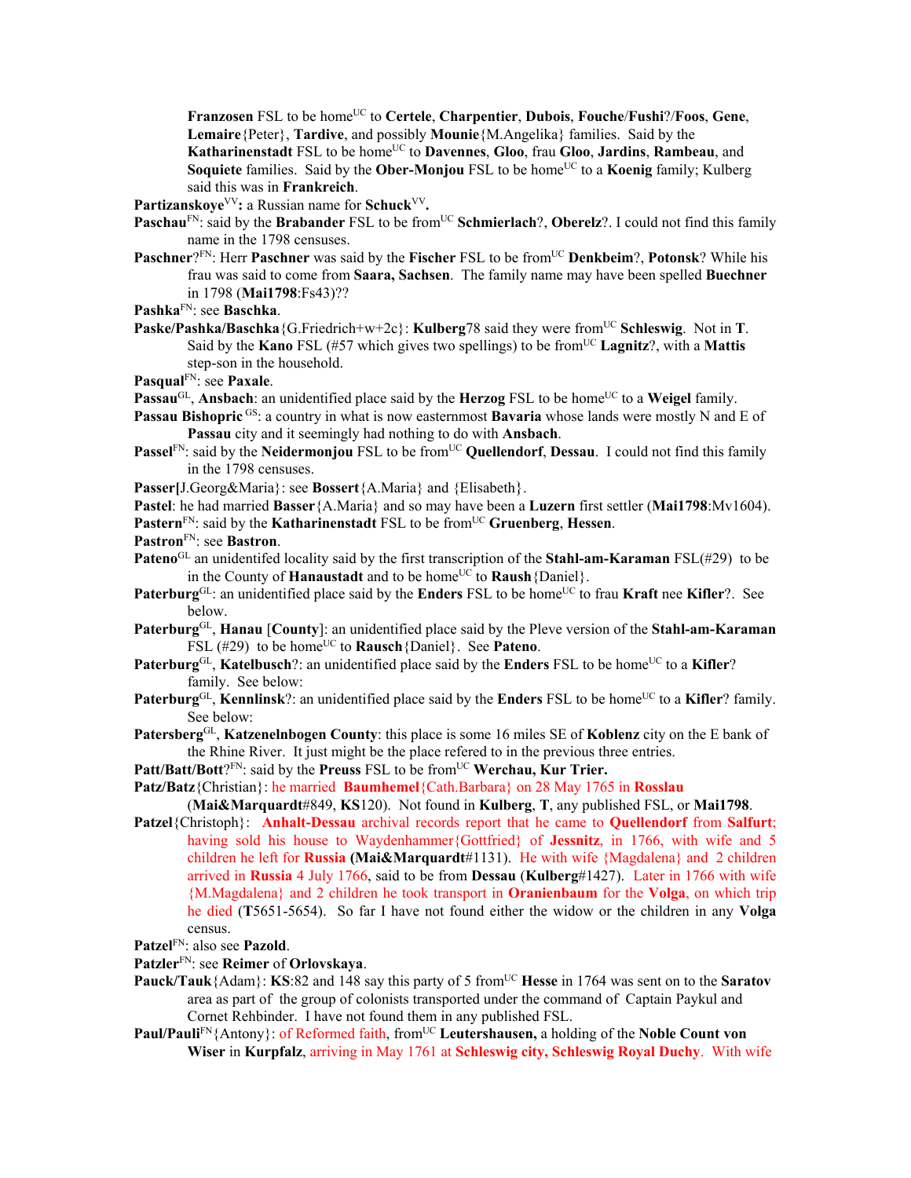**Franzosen** FSL to be home[UC] to **Certele**, **Charpentier**, **Dubois**, **Fouche**/**Fushi**?/**Foos**, **Gene**, **Lemaire**{Peter}, **Tardive**, and possibly **Mounie**{M.Angelika} families. Said by the **Katharinenstadt** FSL to be home[UC] to **Davennes**, **Gloo**, frau **Gloo**, **Jardins**, **Rambeau**, and **Soquiete** families. Said by the **Ober-Monjou** FSL to be home[UC] to a **Koenig** family; Kulberg said this was in **Frankreich**.

**Partizanskoye**[VV]**:** a Russian name for **Schuck**[VV]**.**

**Paschau**[FN]: said by the **Brabander** FSL to be from[UC] **Schmierlach**?, **Oberelz**?. I could not find this family name in the 1798 censuses.

**Paschner**?[FN]: Herr **Paschner** was said by the **Fischer** FSL to be from[UC] **Denkbeim**?, **Potonsk**? While his frau was said to come from **Saara, Sachsen**. The family name may have been spelled **Buechner** in 1798 (**Mai1798**:Fs43)??

**Pashka**[FN]: see **Baschka**.

**Paske/Pashka/Baschka**{G.Friedrich+w+2c}: **Kulberg**78 said they were from[UC] **Schleswig**. Not in **T**. Said by the **Kano** FSL (#57 which gives two spellings) to be from[UC] **Lagnitz**?, with a **Mattis** step-son in the household.

**Pasqual**[FN]: see **Paxale**.

**Passau**[GL], **Ansbach**: an unidentified place said by the **Herzog** FSL to be home[UC] to a **Weigel** family.

**Passau Bishopric** [GS]: a country in what is now easternmost **Bavaria** whose lands were mostly N and E of **Passau** city and it seemingly had nothing to do with **Ansbach**.

**Passel**[FN]: said by the **Neidermonjou** FSL to be from[UC] **Quellendorf**, **Dessau**. I could not find this family in the 1798 censuses.

**Passer[**J.Georg&Maria}: see **Bossert**{A.Maria} and {Elisabeth**}**.

**Pastel**: he had married **Basser**{A.Maria} and so may have been a **Luzern** first settler (**Mai1798**:Mv1604).

**Pastern**[FN]: said by the **Katharinenstadt** FSL to be from[UC] **Gruenberg**, **Hessen**.

**Pastron**[FN]: see **Bastron**.

**Pateno**[GL] an unidentifed locality said by the first transcription of the **Stahl-am-Karaman** FSL(#29) to be in the County of **Hanaustadt** and to be home[UC] to **Raush**{Daniel}.

**Paterburg**[GL]: an unidentified place said by the **Enders** FSL to be home[UC] to frau **Kraft** nee **Kifler**?. See below.

**Paterburg**[GL], **Hanau** [**County**]: an unidentified place said by the Pleve version of the **Stahl-am-Karaman** FSL (#29) to be home[UC] to **Rausch**{Daniel}. See **Pateno**.

**Paterburg**[GL], **Katelbusch**?: an unidentified place said by the **Enders** FSL to be home[UC] to a **Kifler**? family. See below:

**Paterburg**[GL], **Kennlinsk**?: an unidentified place said by the **Enders** FSL to be home[UC] to a **Kifler**? family. See below:

**Patersberg**[GL], **Katzenelnbogen County**: this place is some 16 miles SE of **Koblenz** city on the E bank of the Rhine River. It just might be the place refered to in the previous three entries.

**Patt/Batt/Bott**?[FN]: said by the **Preuss** FSL to be from[UC] **Werchau, Kur Trier.**

**Patz/Batz**{Christian}: he married **Baumhemel**{Cath.Barbara} on 28 May 1765 in **Rosslau** (**Mai&Marquardt**#849, **KS**120). Not found in **Kulberg**, **T**, any published FSL, or **Mai1798**.

**Patzel**{Christoph}: **Anhalt-Dessau** archival records report that he came to **Quellendorf** from **Salfurt**; having sold his house to Waydenhammer{Gottfried} of **Jessnitz**, in 1766, with wife and 5 children he left for **Russia** **(Mai&Marquardt**#1131). He with wife {Magdalena} and 2 children arrived in **Russia** 4 July 1766, said to be from **Dessau** (**Kulberg**#1427). Later in 1766 with wife {M.Magdalena} and 2 children he took transport in **Oranienbaum** for the **Volga**, on which trip he died (**T**5651-5654). So far I have not found either the widow or the children in any **Volga** census.

**Patzel**[FN]: also see **Pazold**.

**Patzler**[FN]: see **Reimer** of **Orlovskaya**.

**Pauck/Tauk**{Adam}: **KS**:82 and 148 say this party of 5 from[UC] **Hesse** in 1764 was sent on to the **Saratov** area as part of the group of colonists transported under the command of Captain Paykul and Cornet Rehbinder. I have not found them in any published FSL.

**Paul/Pauli**[FN]{Antony}: of Reformed faith, from[UC] **Leutershausen,** a holding of the **Noble Count von Wiser** in **Kurpfalz**, arriving in May 1761 at **Schleswig city, Schleswig Royal Duchy**. With wife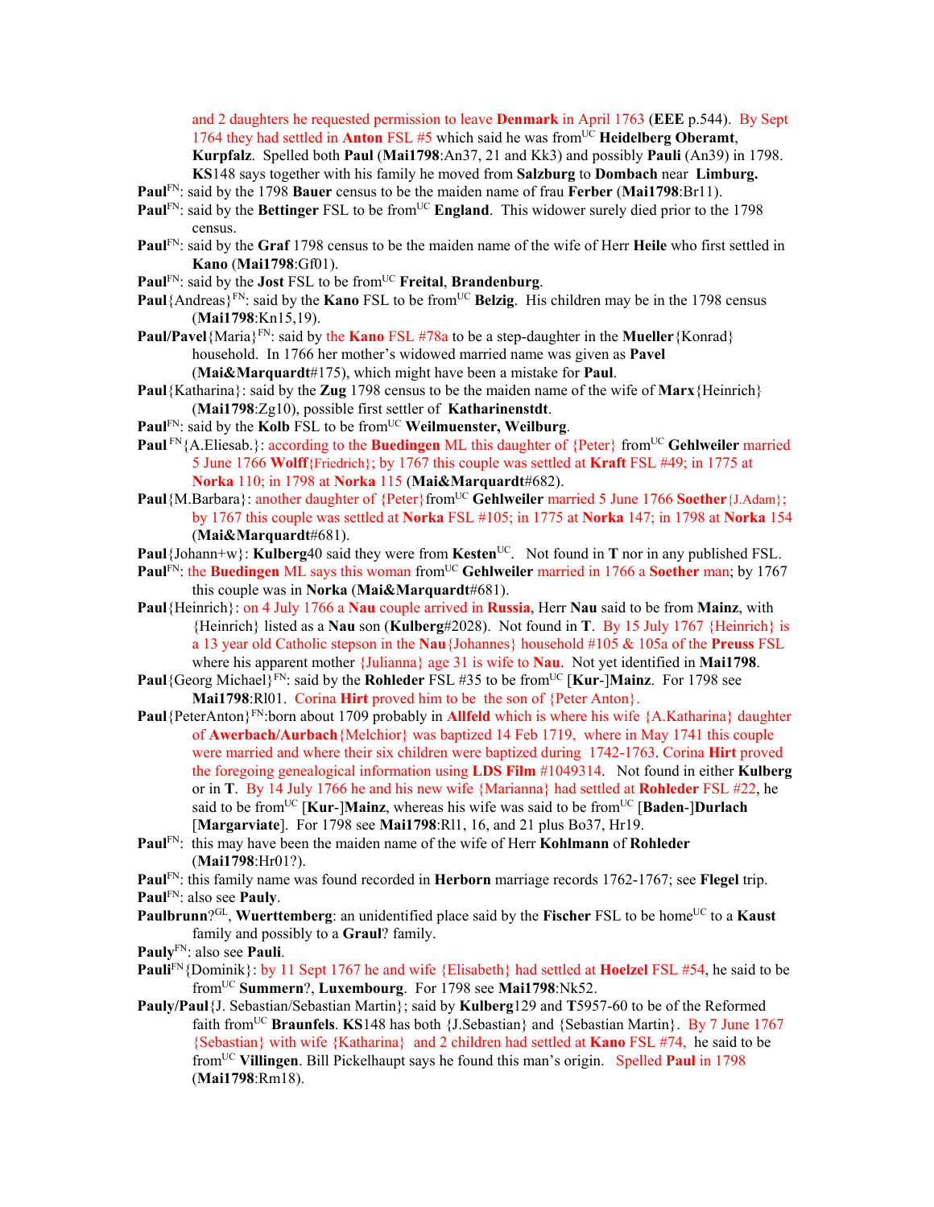and 2 daughters he requested permission to leave **Denmark** in April 1763 (**EEE** p.544). By Sept 1764 they had settled in **Anton** FSL #5 which said he was from[UC] **Heidelberg Oberamt**, **Kurpfalz**. Spelled both **Paul** (**Mai1798**:An37, 21 and Kk3) and possibly **Pauli** (An39) in 1798. **KS**148 says together with his family he moved from **Salzburg** to **Dombach** near **Limburg.**

**Paul**[FN]: said by the 1798 **Bauer** census to be the maiden name of frau **Ferber** (**Mai1798**:Br11).

**Paul**[FN]: said by the **Bettinger** FSL to be from[UC] **England**. This widower surely died prior to the 1798 census.

**Paul**[FN]: said by the **Graf** 1798 census to be the maiden name of the wife of Herr **Heile** who first settled in **Kano** (**Mai1798**:Gf01).

**Paul**[FN]: said by the **Jost** FSL to be from[UC] **Freital**, **Brandenburg**.

**Paul**{Andreas}[FN]: said by the **Kano** FSL to be from[UC] **Belzig**. His children may be in the 1798 census (**Mai1798**:Kn15,19).

**Paul/Pavel**{Maria}[FN]: said by the **Kano** FSL #78a to be a step-daughter in the **Mueller**{Konrad} household. In 1766 her mother's widowed married name was given as **Pavel** (**Mai&Marquardt**#175), which might have been a mistake for **Paul**.

**Paul**{Katharina}: said by the **Zug** 1798 census to be the maiden name of the wife of **Marx**{Heinrich} (**Mai1798**:Zg10), possible first settler of **Katharinenstdt**.

**Paul**[FN]: said by the **Kolb** FSL to be from[UC] **Weilmuenster, Weilburg**.

**Paul** [FN]{A.Eliesab.}: according to the **Buedingen** ML this daughter of {Peter} from[UC] **Gehlweiler** married 5 June 1766 **Wolff**{Friedrich}; by 1767 this couple was settled at **Kraft** FSL #49; in 1775 at **Norka** 110; in 1798 at **Norka** 115 (**Mai&Marquardt**#682).

**Paul**{M.Barbara}: another daughter of {Peter}from[UC] **Gehlweiler** married 5 June 1766 **Soether**{J.Adam}; by 1767 this couple was settled at **Norka** FSL #105; in 1775 at **Norka** 147; in 1798 at **Norka** 154 (**Mai&Marquardt**#681).

**Paul**{Johann+w}: **Kulberg**40 said they were from **Kesten**[UC]. Not found in **T** nor in any published FSL.

**Paul**[FN]: the **Buedingen** ML says this woman from[UC] **Gehlweiler** married in 1766 a **Soether** man; by 1767 this couple was in **Norka** (**Mai&Marquardt**#681).

**Paul**{Heinrich}: on 4 July 1766 a **Nau** couple arrived in **Russia**, Herr **Nau** said to be from **Mainz**, with {Heinrich} listed as a **Nau** son (**Kulberg**#2028). Not found in **T**. By 15 July 1767 {Heinrich} is a 13 year old Catholic stepson in the **Nau**{Johannes} household #105 & 105a of the **Preuss** FSL where his apparent mother {Julianna} age 31 is wife to **Nau**. Not yet identified in **Mai1798**.

**Paul**{Georg Michael}[FN]: said by the **Rohleder** FSL #35 to be from[UC] [**Kur**-]**Mainz**. For 1798 see **Mai1798**:Rl01. Corina **Hirt** proved him to be the son of {Peter Anton}.

**Paul**{PeterAnton}[FN]:born about 1709 probably in **Allfeld** which is where his wife {A.Katharina} daughter of **Awerbach/Aurbach**{Melchior} was baptized 14 Feb 1719, where in May 1741 this couple were married and where their six children were baptized during 1742-1763. Corina **Hirt** proved the foregoing genealogical information using **LDS Film** #1049314. Not found in either **Kulberg** or in **T**. By 14 July 1766 he and his new wife {Marianna} had settled at **Rohleder** FSL #22, he said to be from[UC] [**Kur**-]**Mainz**, whereas his wife was said to be from[UC] [**Baden**-]**Durlach** [**Margarviate**]. For 1798 see **Mai1798**:Rl1, 16, and 21 plus Bo37, Hr19.

**Paul**[FN]: this may have been the maiden name of the wife of Herr **Kohlmann** of **Rohleder** (**Mai1798**:Hr01?).

**Paul**[FN]: this family name was found recorded in **Herborn** marriage records 1762-1767; see **Flegel** trip.

**Paul**[FN]: also see **Pauly**.

**Paulbrunn**?[GL], **Wuerttemberg**: an unidentified place said by the **Fischer** FSL to be home[UC] to a **Kaust** family and possibly to a **Graul**? family.

**Pauly**[FN]: also see **Pauli**.

**Pauli**[FN]{Dominik}: by 11 Sept 1767 he and wife {Elisabeth} had settled at **Hoelzel** FSL #54, he said to be from[UC] **Summern**?, **Luxembourg**. For 1798 see **Mai1798**:Nk52.

**Pauly/Paul**{J. Sebastian/Sebastian Martin}; said by **Kulberg**129 and **T**5957-60 to be of the Reformed faith from[UC] **Braunfels**. **KS**148 has both {J.Sebastian} and {Sebastian Martin}. By 7 June 1767 {Sebastian} with wife {Katharina} and 2 children had settled at **Kano** FSL #74, he said to be from[UC] **Villingen**. Bill Pickelhaupt says he found this man's origin. Spelled **Paul** in 1798 (**Mai1798**:Rm18).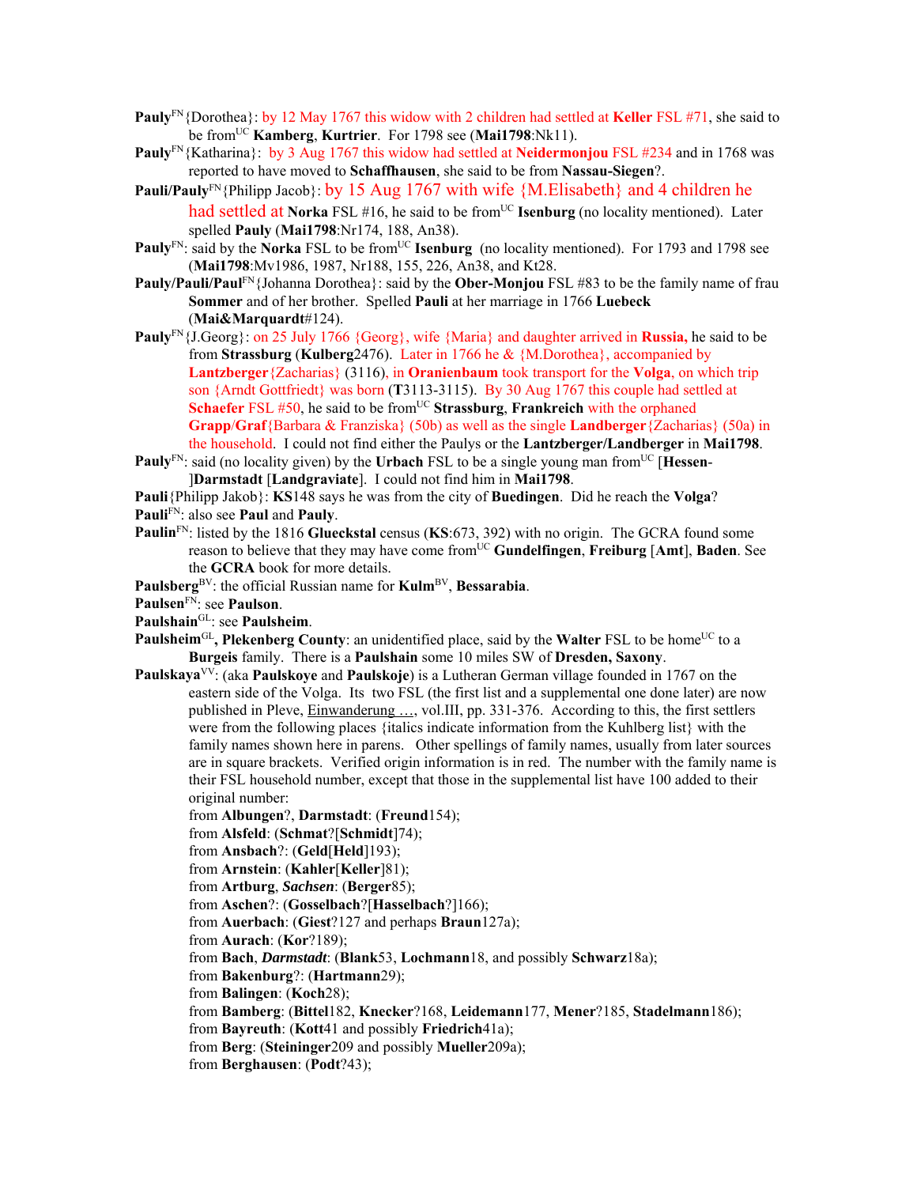**Pauly**[FN]{Dorothea}: by 12 May 1767 this widow with 2 children had settled at **Keller** FSL #71, she said to be from[UC] **Kamberg**, **Kurtrier**. For 1798 see (**Mai1798**:Nk11).

**Pauly**[FN]{Katharina}: by 3 Aug 1767 this widow had settled at **Neidermonjou** FSL #234 and in 1768 was reported to have moved to **Schaffhausen**, she said to be from **Nassau-Siegen**?.

**Pauli/Pauly**[FN]{Philipp Jacob}: by 15 Aug 1767 with wife {M.Elisabeth} and 4 children he had settled at **Norka** FSL #16, he said to be from[UC] **Isenburg** (no locality mentioned). Later spelled **Pauly** (**Mai1798**:Nr174, 188, An38).

**Pauly**[FN]: said by the **Norka** FSL to be from[UC] **Isenburg** (no locality mentioned). For 1793 and 1798 see (**Mai1798**:Mv1986, 1987, Nr188, 155, 226, An38, and Kt28.

**Pauly/Pauli/Paul**[FN]{Johanna Dorothea}: said by the **Ober-Monjou** FSL #83 to be the family name of frau **Sommer** and of her brother. Spelled **Pauli** at her marriage in 1766 **Luebeck** (**Mai&Marquardt**#124).

**Pauly**[FN]{J.Georg}: on 25 July 1766 {Georg}, wife {Maria} and daughter arrived in **Russia,** he said to be from **Strassburg** (**Kulberg**2476). Later in 1766 he & {M.Dorothea}, accompanied by **Lantzberger**{Zacharias} (3116), in **Oranienbaum** took transport for the **Volga**, on which trip son {Arndt Gottfriedt} was born (**T**3113-3115). By 30 Aug 1767 this couple had settled at **Schaefer** FSL #50, he said to be from[UC] **Strassburg**, **Frankreich** with the orphaned **Grapp**/**Graf**{Barbara & Franziska} (50b) as well as the single **Landberger**{Zacharias} (50a) in the household. I could not find either the Paulys or the **Lantzberger/Landberger** in **Mai1798**.

**Pauly**[FN]: said (no locality given) by the **Urbach** FSL to be a single young man from[UC] [**Hessen-**]**Darmstadt** [**Landgraviate**]. I could not find him in **Mai1798**.

**Pauli**{Philipp Jakob}: **KS**148 says he was from the city of **Buedingen**. Did he reach the **Volga**?

**Pauli**[FN]: also see **Paul** and **Pauly**.

**Paulin**[FN]: listed by the 1816 **Glueckstal** census (**KS**:673, 392) with no origin. The GCRA found some reason to believe that they may have come from[UC] **Gundelfingen**, **Freiburg** [**Amt**], **Baden**. See the **GCRA** book for more details.

**Paulsberg**[BV]: the official Russian name for **Kulm**[BV], **Bessarabia**.

**Paulsen**[FN]: see **Paulson**.

**Paulshain**[GL]: see **Paulsheim**.

**Paulsheim**[GL]**, Plekenberg County**: an unidentified place, said by the **Walter** FSL to be home[UC] to a **Burgeis** family. There is a **Paulshain** some 10 miles SW of **Dresden, Saxony**.

**Paulskaya**[VV]: (aka **Paulskoye** and **Paulskoje**) is a Lutheran German village founded in 1767 on the eastern side of the Volga. Its two FSL (the first list and a supplemental one done later) are now published in Pleve, Einwanderung …, vol.III, pp. 331-376. According to this, the first settlers were from the following places {italics indicate information from the Kuhlberg list} with the family names shown here in parens. Other spellings of family names, usually from later sources are in square brackets. Verified origin information is in red. The number with the family name is their FSL household number, except that those in the supplemental list have 100 added to their original number:

from **Albungen**?, **Darmstadt**: (**Freund**154);
from **Alsfeld**: (**Schmat**?[**Schmidt**]74);
from **Ansbach**?: (**Geld**[**Held**]193);
from **Arnstein**: (**Kahler**[**Keller**]81);
from **Artburg**, ***Sachsen***: (**Berger**85);
from **Aschen**?: (**Gosselbach**?[**Hasselbach**?]166);
from **Auerbach**: (**Giest**?127 and perhaps **Braun**127a);
from **Aurach**: (**Kor**?189);
from **Bach**, ***Darmstadt***: (**Blank**53, **Lochmann**18, and possibly **Schwarz**18a);
from **Bakenburg**?: (**Hartmann**29);
from **Balingen**: (**Koch**28);
from **Bamberg**: (**Bittel**182, **Knecker**?168, **Leidemann**177, **Mener**?185, **Stadelmann**186);
from **Bayreuth**: (**Kott**41 and possibly **Friedrich**41a);
from **Berg**: (**Steininger**209 and possibly **Mueller**209a);
from **Berghausen**: (**Podt**?43);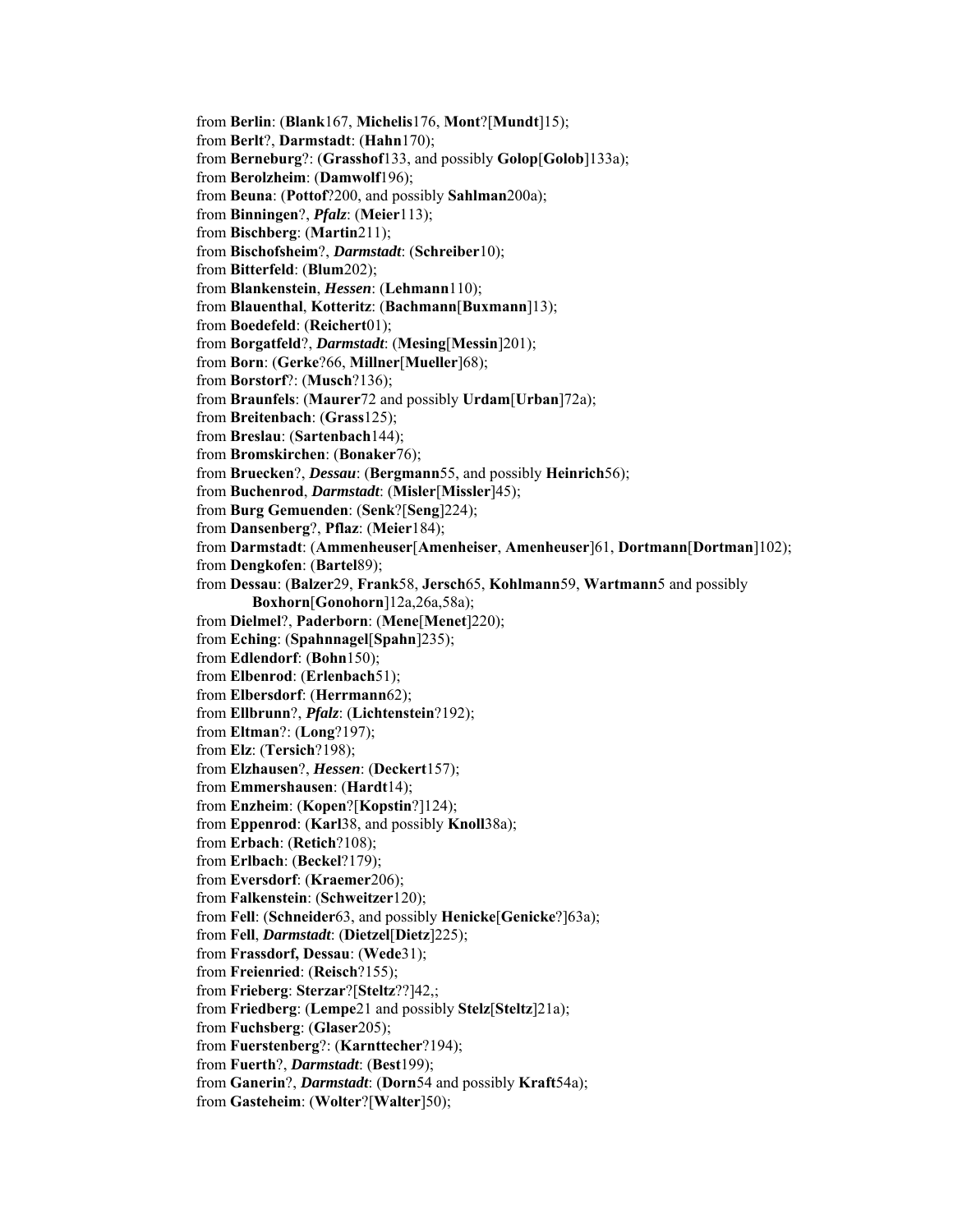from **Berlin**: (**Blank**167, **Michelis**176, **Mont**?[**Mundt**]15);
from **Berlt**?, **Darmstadt**: (**Hahn**170);
from **Berneburg**?: (**Grasshof**133, and possibly **Golop**[**Golob**]133a);
from **Berolzheim**: (**Damwolf**196);
from **Beuna**: (**Pottof**?200, and possibly **Sahlman**200a);
from **Binningen**?, ***Pfalz***: (**Meier**113);
from **Bischberg**: (**Martin**211);
from **Bischofsheim**?, ***Darmstadt***: (**Schreiber**10);
from **Bitterfeld**: (**Blum**202);
from **Blankenstein**, ***Hessen***: (**Lehmann**110);
from **Blauenthal**, **Kotteritz**: (**Bachmann**[**Buxmann**]13);
from **Boedefeld**: (**Reichert**01);
from **Borgatfeld**?, ***Darmstadt***: (**Mesing**[**Messin**]201);
from **Born**: (**Gerke**?66, **Millner**[**Mueller**]68);
from **Borstorf**?: (**Musch**?136);
from **Braunfels**: (**Maurer**72 and possibly **Urdam**[**Urban**]72a);
from **Breitenbach**: (**Grass**125);
from **Breslau**: (**Sartenbach**144);
from **Bromskirchen**: (**Bonaker**76);
from **Bruecken**?, ***Dessau***: (**Bergmann**55, and possibly **Heinrich**56);
from **Buchenrod**, ***Darmstadt***: (**Misler**[**Missler**]45);
from **Burg Gemuenden**: (**Senk**?[**Seng**]224);
from **Dansenberg**?, **Pflaz**: (**Meier**184);
from **Darmstadt**: (**Ammenheuser**[**Amenheiser**, **Amenheuser**]61, **Dortmann**[**Dortman**]102);
from **Dengkofen**: (**Bartel**89);
from **Dessau**: (**Balzer**29, **Frank**58, **Jersch**65, **Kohlmann**59, **Wartmann**5 and possibly **Boxhorn**[**Gonohorn**]12a,26a,58a);
from **Dielmel**?, **Paderborn**: (**Mene**[**Menet**]220);
from **Eching**: (**Spahnnagel**[**Spahn**]235);
from **Edlendorf**: (**Bohn**150);
from **Elbenrod**: (**Erlenbach**51);
from **Elbersdorf**: (**Herrmann**62);
from **Ellbrunn**?, ***Pfalz***: (**Lichtenstein**?192);
from **Eltman**?: (**Long**?197);
from **Elz**: (**Tersich**?198);
from **Elzhausen**?, ***Hessen***: (**Deckert**157);
from **Emmershausen**: (**Hardt**14);
from **Enzheim**: (**Kopen**?[**Kopstin**?]124);
from **Eppenrod**: (**Karl**38, and possibly **Knoll**38a);
from **Erbach**: (**Retich**?108);
from **Erlbach**: (**Beckel**?179);
from **Eversdorf**: (**Kraemer**206);
from **Falkenstein**: (**Schweitzer**120);
from **Fell**: (**Schneider**63, and possibly **Henicke**[**Genicke**?]63a);
from **Fell**, ***Darmstadt***: (**Dietzel**[**Dietz**]225);
from **Frassdorf, Dessau**: (**Wede**31);
from **Freienried**: (**Reisch**?155);
from **Frieberg**: **Sterzar**?[**Steltz**??]42,;
from **Friedberg**: (**Lempe**21 and possibly **Stelz**[**Steltz**]21a);
from **Fuchsberg**: (**Glaser**205);
from **Fuerstenberg**?: (**Karnttecher**?194);
from **Fuerth**?, ***Darmstadt***: (**Best**199);
from **Ganerin**?, ***Darmstadt***: (**Dorn**54 and possibly **Kraft**54a);
from **Gasteheim**: (**Wolter**?[**Walter**]50);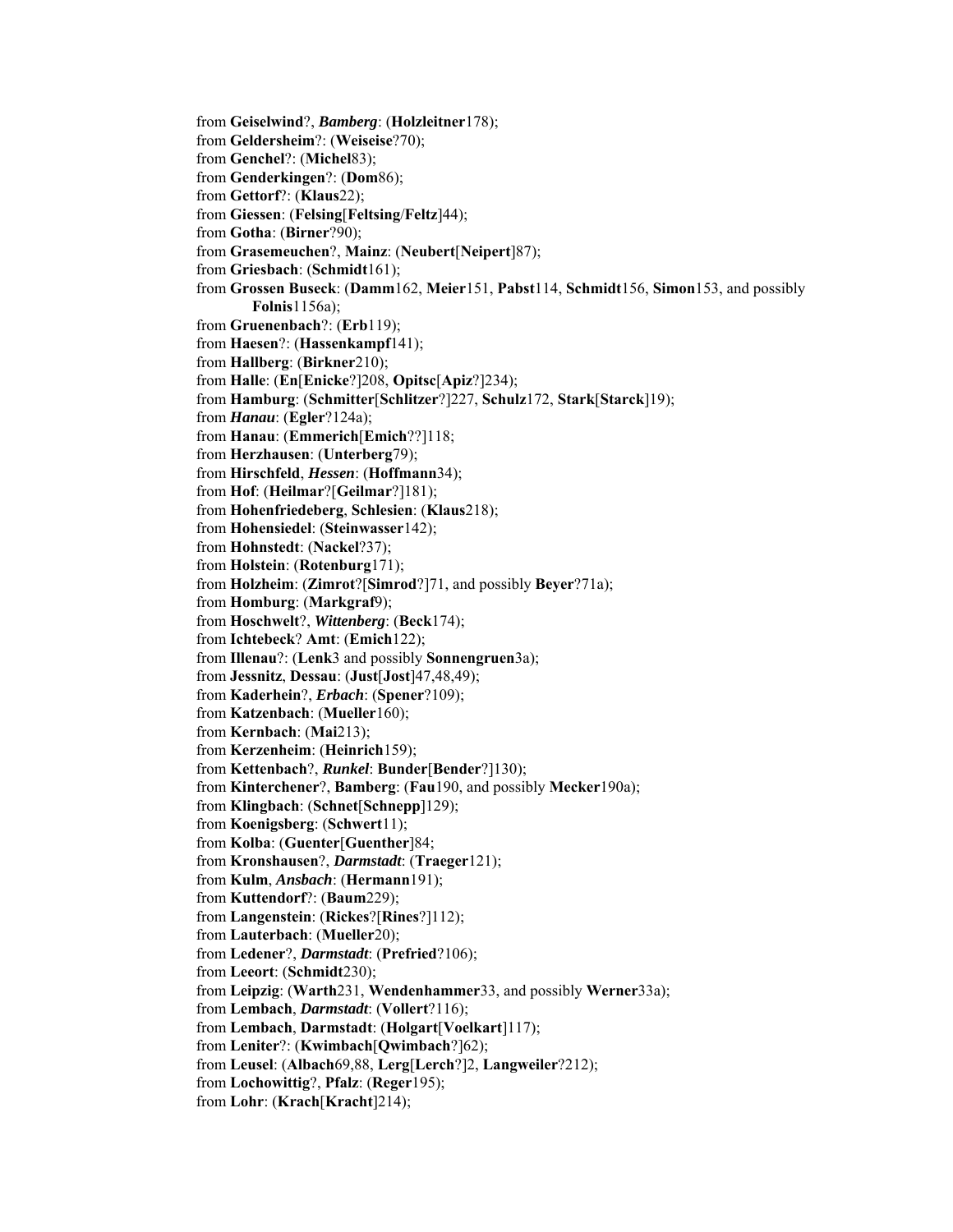from **Geiselwind**?, ***Bamberg***: (**Holzleitner**178);
from **Geldersheim**?: (**Weiseise**?70);
from **Genchel**?: (**Michel**83);
from **Genderkingen**?: (**Dom**86);
from **Gettorf**?: (**Klaus**22);
from **Giessen**: (**Felsing**[**Feltsing**/**Feltz**]44);
from **Gotha**: (**Birner**?90);
from **Grasemeuchen**?, **Mainz**: (**Neubert**[**Neipert**]87);
from **Griesbach**: (**Schmidt**161);
from **Grossen Buseck**: (**Damm**162, **Meier**151, **Pabst**114, **Schmidt**156, **Simon**153, and possibly **Folnis**1156a);
from **Gruenenbach**?: (**Erb**119);
from **Haesen**?: (**Hassenkampf**141);
from **Hallberg**: (**Birkner**210);
from **Halle**: (**En**[**Enicke**?]208, **Opitsc**[**Apiz**?]234);
from **Hamburg**: (**Schmitter**[**Schlitzer**?]227, **Schulz**172, **Stark**[**Starck**]19);
from ***Hanau***: (**Egler**?124a);
from **Hanau**: (**Emmerich**[**Emich**??]118;
from **Herzhausen**: (**Unterberg**79);
from **Hirschfeld**, ***Hessen***: (**Hoffmann**34);
from **Hof**: (**Heilmar**?[**Geilmar**?]181);
from **Hohenfriedeberg**, **Schlesien**: (**Klaus**218);
from **Hohensiedel**: (**Steinwasser**142);
from **Hohnstedt**: (**Nackel**?37);
from **Holstein**: (**Rotenburg**171);
from **Holzheim**: (**Zimrot**?[**Simrod**?]71, and possibly **Beyer**?71a);
from **Homburg**: (**Markgraf**9);
from **Hoschwelt**?, ***Wittenberg***: (**Beck**174);
from **Ichtebeck**? **Amt**: (**Emich**122);
from **Illenau**?: (**Lenk**3 and possibly **Sonnengruen**3a);
from **Jessnitz**, **Dessau**: (**Just**[**Jost**]47,48,49);
from **Kaderhein**?, ***Erbach***: (**Spener**?109);
from **Katzenbach**: (**Mueller**160);
from **Kernbach**: (**Mai**213);
from **Kerzenheim**: (**Heinrich**159);
from **Kettenbach**?, ***Runkel***: **Bunder**[**Bender**?]130);
from **Kinterchener**?, **Bamberg**: (**Fau**190, and possibly **Mecker**190a);
from **Klingbach**: (**Schnet**[**Schnepp**]129);
from **Koenigsberg**: (**Schwert**11);
from **Kolba**: (**Guenter**[**Guenther**]84;
from **Kronshausen**?, ***Darmstadt***: (**Traeger**121);
from **Kulm**, ***Ansbach***: (**Hermann**191);
from **Kuttendorf**?: (**Baum**229);
from **Langenstein**: (**Rickes**?[**Rines**?]112);
from **Lauterbach**: (**Mueller**20);
from **Ledener**?, ***Darmstadt***: (**Prefried**?106);
from **Leeort**: (**Schmidt**230);
from **Leipzig**: (**Warth**231, **Wendenhammer**33, and possibly **Werner**33a);
from **Lembach**, ***Darmstadt***: (**Vollert**?116);
from **Lembach**, **Darmstadt**: (**Holgart**[**Voelkart**]117);
from **Leniter**?: (**Kwimbach**[**Qwimbach**?]62);
from **Leusel**: (**Albach**69,88, **Lerg**[**Lerch**?]2, **Langweiler**?212);
from **Lochowittig**?, **Pfalz**: (**Reger**195);
from **Lohr**: (**Krach**[**Kracht**]214);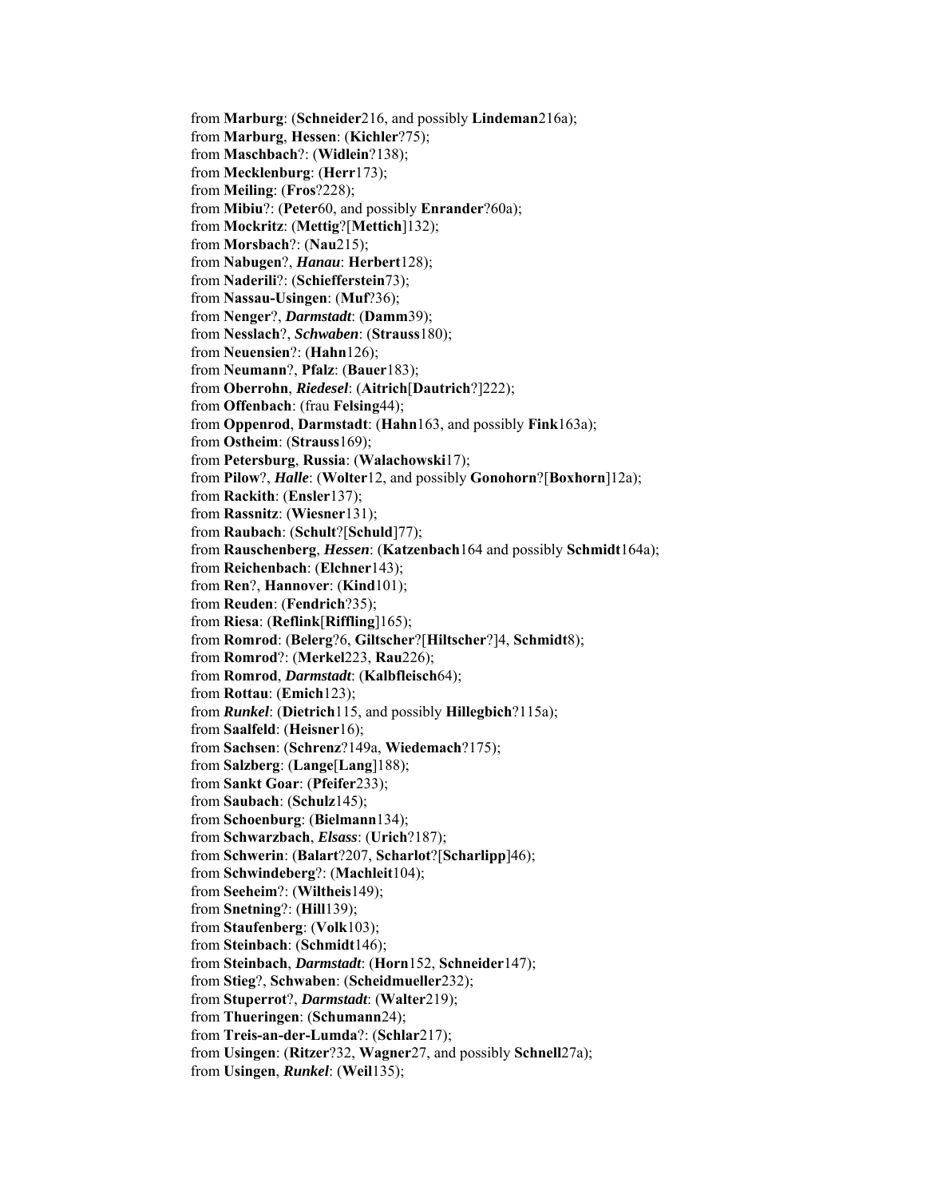from **Marburg**: (**Schneider**216, and possibly **Lindeman**216a);
from **Marburg**, **Hessen**: (**Kichler**?75);
from **Maschbach**?: (**Widlein**?138);
from **Mecklenburg**: (**Herr**173);
from **Meiling**: (**Fros**?228);
from **Mibiu**?: (**Peter**60, and possibly **Enrander**?60a);
from **Mockritz**: (**Mettig**?[**Mettich**]132);
from **Morsbach**?: (**Nau**215);
from **Nabugen**?, ***Hanau***: **Herbert**128);
from **Naderili**?: (**Schiefferstein**73);
from **Nassau-Usingen**: (**Muf**?36);
from **Nenger**?, ***Darmstadt***: (**Damm**39);
from **Nesslach**?, ***Schwaben***: (**Strauss**180);
from **Neuensien**?: (**Hahn**126);
from **Neumann**?, **Pfalz**: (**Bauer**183);
from **Oberrohn**, ***Riedesel***: (**Aitrich**[**Dautrich**?]222);
from **Offenbach**: (frau **Felsing**44);
from **Oppenrod**, **Darmstadt**: (**Hahn**163, and possibly **Fink**163a);
from **Ostheim**: (**Strauss**169);
from **Petersburg**, **Russia**: (**Walachowski**17);
from **Pilow**?, ***Halle***: (**Wolter**12, and possibly **Gonohorn**?[**Boxhorn**]12a);
from **Rackith**: (**Ensler**137);
from **Rassnitz**: (**Wiesner**131);
from **Raubach**: (**Schult**?[**Schuld**]77);
from **Rauschenberg**, ***Hessen***: (**Katzenbach**164 and possibly **Schmidt**164a);
from **Reichenbach**: (**Elchner**143);
from **Ren**?, **Hannover**: (**Kind**101);
from **Reuden**: (**Fendrich**?35);
from **Riesa**: (**Reflink**[**Riffling**]165);
from **Romrod**: (**Belerg**?6, **Giltscher**?[**Hiltscher**?]4, **Schmidt**8);
from **Romrod**?: (**Merkel**223, **Rau**226);
from **Romrod**, ***Darmstadt***: (**Kalbfleisch**64);
from **Rottau**: (**Emich**123);
from ***Runkel***: (**Dietrich**115, and possibly **Hillegbich**?115a);
from **Saalfeld**: (**Heisner**16);
from **Sachsen**: (**Schrenz**?149a, **Wiedemach**?175);
from **Salzberg**: (**Lange**[**Lang**]188);
from **Sankt Goar**: (**Pfeifer**233);
from **Saubach**: (**Schulz**145);
from **Schoenburg**: (**Bielmann**134);
from **Schwarzbach**, ***Elsass***: (**Urich**?187);
from **Schwerin**: (**Balart**?207, **Scharlot**?[**Scharlipp**]46);
from **Schwindeberg**?: (**Machleit**104);
from **Seeheim**?: (**Wiltheis**149);
from **Snetning**?: (**Hill**139);
from **Staufenberg**: (**Volk**103);
from **Steinbach**: (**Schmidt**146);
from **Steinbach**, ***Darmstadt***: (**Horn**152, **Schneider**147);
from **Stieg**?, **Schwaben**: (**Scheidmueller**232);
from **Stuperrot**?, ***Darmstadt***: (**Walter**219);
from **Thueringen**: (**Schumann**24);
from **Treis-an-der-Lumda**?: (**Schlar**217);
from **Usingen**: (**Ritzer**?32, **Wagner**27, and possibly **Schnell**27a);
from **Usingen**, ***Runkel***: (**Weil**135);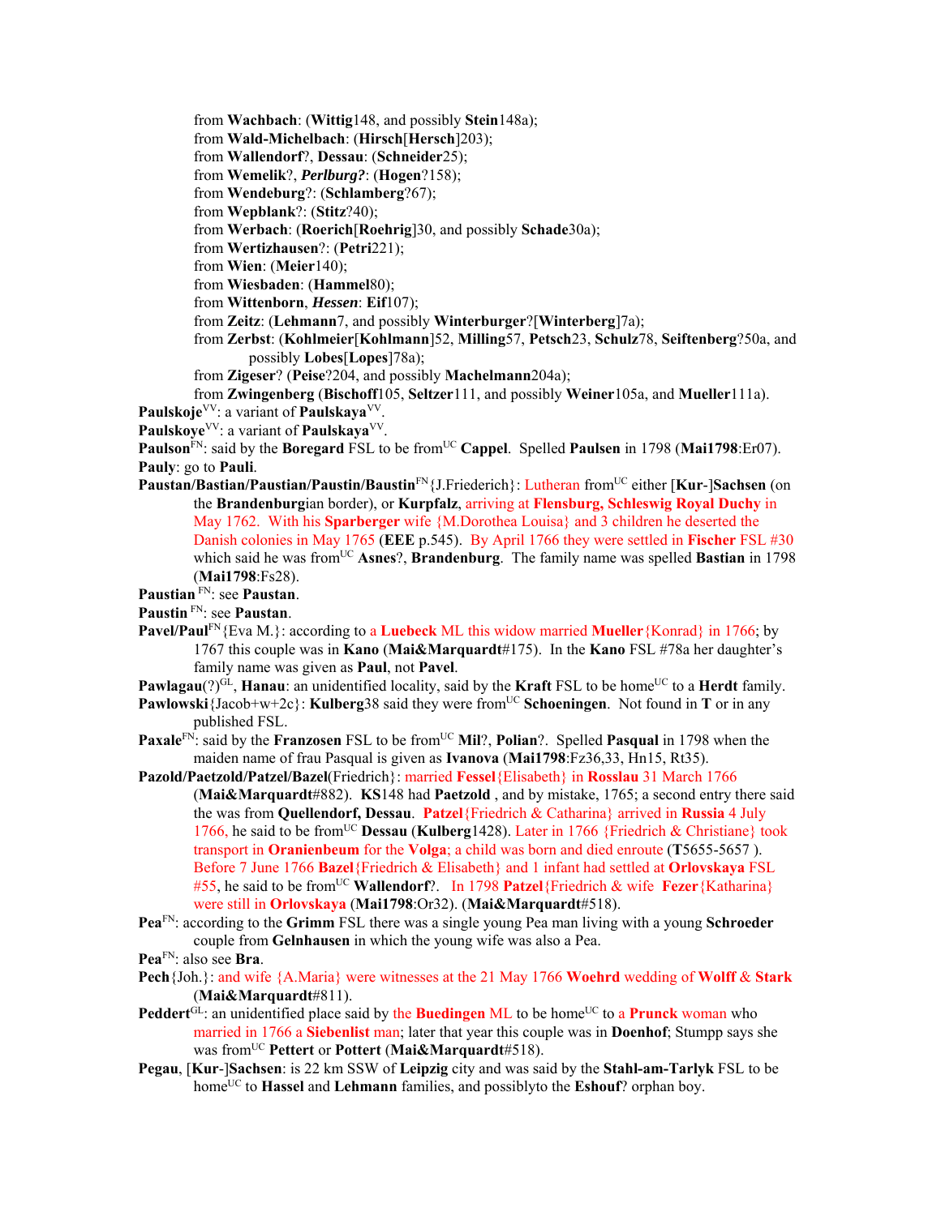from **Wachbach**: (**Wittig**148, and possibly **Stein**148a);
from **Wald-Michelbach**: (**Hirsch**[**Hersch**]203);
from **Wallendorf**?, **Dessau**: (**Schneider**25);
from **Wemelik**?, ***Perlburg?***: (**Hogen**?158);
from **Wendeburg**?: (**Schlamberg**?67);
from **Wepblank**?: (**Stitz**?40);
from **Werbach**: (**Roerich**[**Roehrig**]30, and possibly **Schade**30a);
from **Wertizhausen**?: (**Petri**221);
from **Wien**: (**Meier**140);
from **Wiesbaden**: (**Hammel**80);
from **Wittenborn**, ***Hessen***: **Eif**107);
from **Zeitz**: (**Lehmann**7, and possibly **Winterburger**?[**Winterberg**]7a);
from **Zerbst**: (**Kohlmeier**[**Kohlmann**]52, **Milling**57, **Petsch**23, **Schulz**78, **Seiftenberg**?50a, and possibly **Lobes**[**Lopes**]78a);
from **Zigeser**? (**Peise**?204, and possibly **Machelmann**204a);
from **Zwingenberg** (**Bischoff**105, **Seltzer**111, and possibly **Weiner**105a, and **Mueller**111a).

**Paulskoje**[VV]: a variant of **Paulskaya**[VV].

**Paulskoye**[VV]: a variant of **Paulskaya**[VV].

**Paulson**[FN]: said by the **Boregard** FSL to be from[UC] **Cappel**. Spelled **Paulsen** in 1798 (**Mai1798**:Er07).

**Pauly**: go to **Pauli**.

**Paustan/Bastian/Paustian/Paustin/Baustin**[FN]{J.Friederich}: Lutheran from[UC] either [**Kur**-]**Sachsen** (on the **Brandenburg**ian border), or **Kurpfalz**, arriving at **Flensburg, Schleswig Royal Duchy** in May 1762. With his **Sparberger** wife {M.Dorothea Louisa} and 3 children he deserted the Danish colonies in May 1765 (**EEE** p.545). By April 1766 they were settled in **Fischer** FSL #30 which said he was from[UC] **Asnes**?, **Brandenburg**. The family name was spelled **Bastian** in 1798 (**Mai1798**:Fs28).

**Paustian** [FN]: see **Paustan**.

**Paustin** [FN]: see **Paustan**.

**Pavel/Paul**[FN]{Eva M.}: according to a **Luebeck** ML this widow married **Mueller**{Konrad} in 1766; by 1767 this couple was in **Kano** (**Mai&Marquardt**#175). In the **Kano** FSL #78a her daughter's family name was given as **Paul**, not **Pavel**.

**Pawlagau**(?)[GL], **Hanau**: an unidentified locality, said by the **Kraft** FSL to be home[UC] to a **Herdt** family.

**Pawlowski**{Jacob+w+2c}: **Kulberg**38 said they were from[UC] **Schoeningen**. Not found in **T** or in any published FSL.

**Paxale**[FN]: said by the **Franzosen** FSL to be from[UC] **Mil**?, **Polian**?. Spelled **Pasqual** in 1798 when the maiden name of frau Pasqual is given as **Ivanova** (**Mai1798**:Fz36,33, Hn15, Rt35).

**Pazold/Paetzold/Patzel/Bazel**(Friedrich}: married **Fessel**{Elisabeth} in **Rosslau** 31 March 1766 (**Mai&Marquardt**#882). **KS**148 had **Paetzold** , and by mistake, 1765; a second entry there said the was from **Quellendorf, Dessau**. **Patzel**{Friedrich & Catharina} arrived in **Russia** 4 July 1766, he said to be from[UC] **Dessau** (**Kulberg**1428). Later in 1766 {Friedrich & Christiane} took transport in **Oranienbeum** for the **Volga**; a child was born and died enroute (**T**5655-5657 ). Before 7 June 1766 **Bazel**{Friedrich & Elisabeth} and 1 infant had settled at **Orlovskaya** FSL #55, he said to be from[UC] **Wallendorf**?. In 1798 **Patzel**{Friedrich & wife **Fezer**{Katharina} were still in **Orlovskaya** (**Mai1798**:Or32). (**Mai&Marquardt**#518).

**Pea**[FN]: according to the **Grimm** FSL there was a single young Pea man living with a young **Schroeder** couple from **Gelnhausen** in which the young wife was also a Pea.

**Pea**[FN]: also see **Bra**.

**Pech**{Joh.}: and wife {A.Maria} were witnesses at the 21 May 1766 **Woehrd** wedding of **Wolff** & **Stark** (**Mai&Marquardt**#811).

**Peddert**[GL]: an unidentified place said by the **Buedingen** ML to be home[UC] to a **Prunck** woman who married in 1766 a **Siebenlist** man; later that year this couple was in **Doenhof**; Stumpp says she was from[UC] **Pettert** or **Pottert** (**Mai&Marquardt**#518).

**Pegau**, [**Kur**-]**Sachsen**: is 22 km SSW of **Leipzig** city and was said by the **Stahl-am-Tarlyk** FSL to be home[UC] to **Hassel** and **Lehmann** families, and possiblyto the **Eshouf**? orphan boy.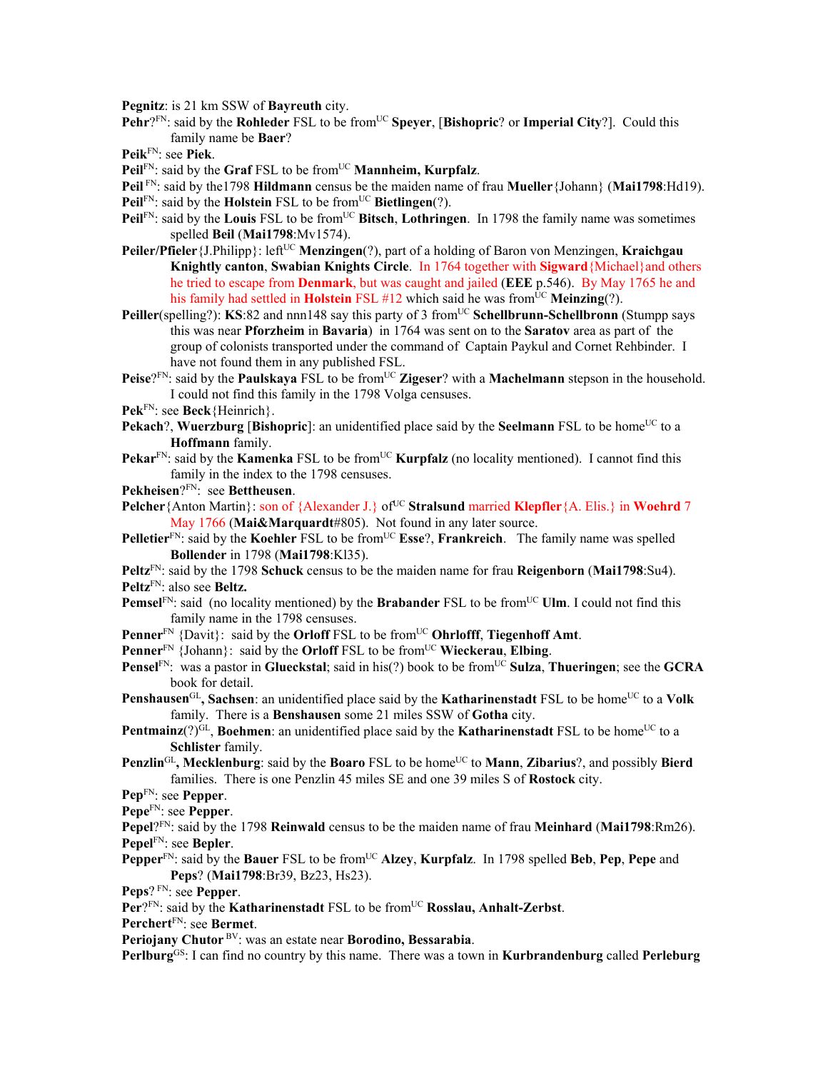**Pegnitz**: is 21 km SSW of **Bayreuth** city.

**Pehr**?[FN]: said by the **Rohleder** FSL to be from[UC] **Speyer**, [**Bishopric**? or **Imperial City**?]. Could this family name be **Baer**?

**Peik**[FN]: see **Piek**.

**Peil**[FN]: said by the **Graf** FSL to be from[UC] **Mannheim, Kurpfalz**.

**Peil** [FN]: said by the1798 **Hildmann** census be the maiden name of frau **Mueller**{Johann} (**Mai1798**:Hd19).

**Peil**[FN]: said by the **Holstein** FSL to be from[UC] **Bietlingen**(?).

**Peil**[FN]: said by the **Louis** FSL to be from[UC] **Bitsch**, **Lothringen**. In 1798 the family name was sometimes spelled **Beil** (**Mai1798**:Mv1574).

**Peiler/Pfieler**{J.Philipp}: left[UC] **Menzingen**(?), part of a holding of Baron von Menzingen, **Kraichgau Knightly canton**, **Swabian Knights Circle**. In 1764 together with **Sigward**{Michael}and others he tried to escape from **Denmark**, but was caught and jailed (**EEE** p.546). By May 1765 he and his family had settled in **Holstein** FSL #12 which said he was from[UC] **Meinzing**(?).

**Peiller**(spelling?): **KS**:82 and nnn148 say this party of 3 from[UC] **Schellbrunn-Schellbronn** (Stumpp says this was near **Pforzheim** in **Bavaria**) in 1764 was sent on to the **Saratov** area as part of the group of colonists transported under the command of Captain Paykul and Cornet Rehbinder. I have not found them in any published FSL.

**Peise**?[FN]: said by the **Paulskaya** FSL to be from[UC] **Zigeser**? with a **Machelmann** stepson in the household. I could not find this family in the 1798 Volga censuses.

**Pek**[FN]: see **Beck**{Heinrich}.

**Pekach**?, **Wuerzburg** [**Bishopric**]: an unidentified place said by the **Seelmann** FSL to be home[UC] to a **Hoffmann** family.

**Pekar**[FN]: said by the **Kamenka** FSL to be from[UC] **Kurpfalz** (no locality mentioned). I cannot find this family in the index to the 1798 censuses.

**Pekheisen**?[FN]: see **Bettheusen**.

**Pelcher**{Anton Martin}: son of {Alexander J.} of[UC] **Stralsund** married **Klepfler**{A. Elis.} in **Woehrd** 7 May 1766 (**Mai&Marquardt**#805). Not found in any later source.

**Pelletier**[FN]: said by the **Koehler** FSL to be from[UC] **Esse**?, **Frankreich**. The family name was spelled **Bollender** in 1798 (**Mai1798**:Kl35).

**Peltz**[FN]: said by the 1798 **Schuck** census to be the maiden name for frau **Reigenborn** (**Mai1798**:Su4).

**Peltz**[FN]: also see **Beltz.**

**Pemsel**[FN]: said (no locality mentioned) by the **Brabander** FSL to be from[UC] **Ulm**. I could not find this family name in the 1798 censuses.

**Penner**[FN] {Davit}: said by the **Orloff** FSL to be from[UC] **Ohrlofff**, **Tiegenhoff Amt**.

**Penner**[FN] {Johann}: said by the **Orloff** FSL to be from[UC] **Wieckerau**, **Elbing**.

**Pensel**[FN]: was a pastor in **Glueckstal**; said in his(?) book to be from[UC] **Sulza**, **Thueringen**; see the **GCRA** book for detail.

**Penshausen**[GL]**, Sachsen**: an unidentified place said by the **Katharinenstadt** FSL to be home[UC] to a **Volk** family. There is a **Benshausen** some 21 miles SSW of **Gotha** city.

**Pentmainz**(?)[GL], **Boehmen**: an unidentified place said by the **Katharinenstadt** FSL to be home[UC] to a **Schlister** family.

**Penzlin**[GL]**, Mecklenburg**: said by the **Boaro** FSL to be home[UC] to **Mann**, **Zibarius**?, and possibly **Bierd** families. There is one Penzlin 45 miles SE and one 39 miles S of **Rostock** city.

**Pep**[FN]: see **Pepper**.

**Pepe**[FN]: see **Pepper**.

**Pepel**?[FN]: said by the 1798 **Reinwald** census to be the maiden name of frau **Meinhard** (**Mai1798**:Rm26).

**Pepel**[FN]: see **Bepler**.

**Pepper**[FN]: said by the **Bauer** FSL to be from[UC] **Alzey**, **Kurpfalz**. In 1798 spelled **Beb**, **Pep**, **Pepe** and **Peps**? (**Mai1798**:Br39, Bz23, Hs23).

**Peps**? [FN]: see **Pepper**.

**Per**?[FN]: said by the **Katharinenstadt** FSL to be from[UC] **Rosslau, Anhalt-Zerbst**.

**Perchert**[FN]: see **Bermet**.

**Periojany Chutor** [BV]: was an estate near **Borodino, Bessarabia**.

**Perlburg**[GS]: I can find no country by this name. There was a town in **Kurbrandenburg** called **Perleburg**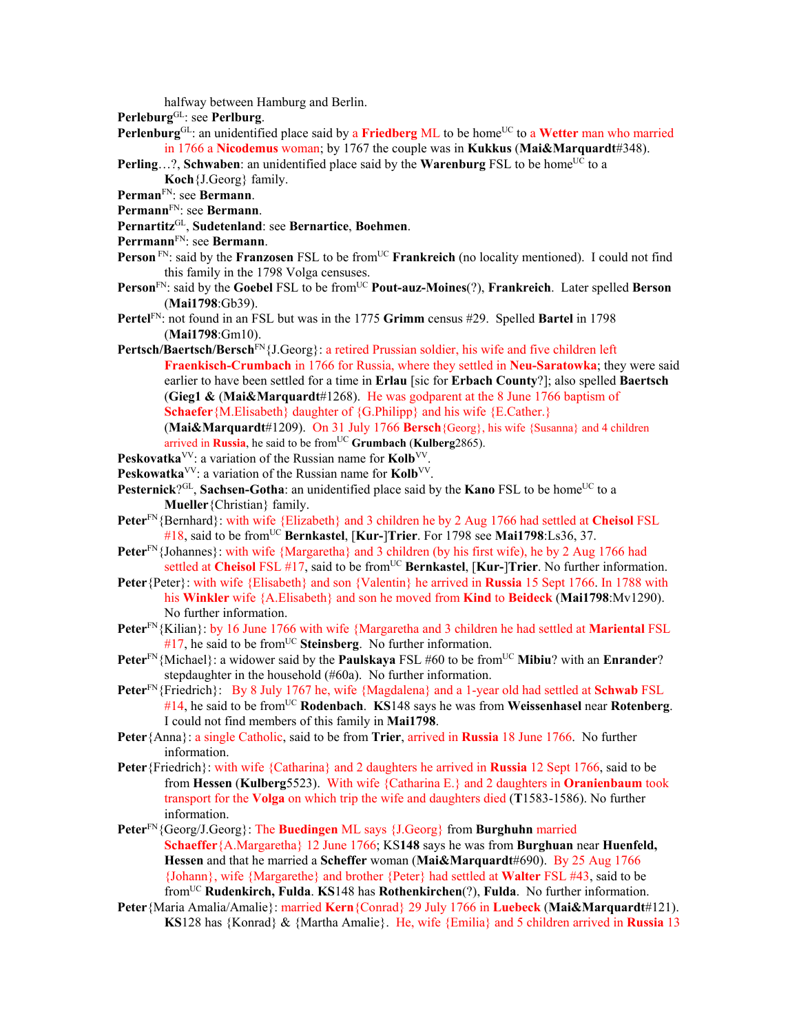halfway between Hamburg and Berlin.

**Perleburg**GL: see **Perlburg**.

**Perlenburg**GL: an unidentified place said by a **Friedberg** ML to be homeUC to a **Wetter** man who married in 1766 a **Nicodemus** woman; by 1767 the couple was in **Kukkus** (**Mai&Marquardt**#348).

**Perling**…?, **Schwaben**: an unidentified place said by the **Warenburg** FSL to be homeUC to a **Koch**{J.Georg} family.

**Perman**FN: see **Bermann**.

**Permann**FN: see **Bermann**.

**Pernartitz**GL, **Sudetenland**: see **Bernartice**, **Boehmen**.

**Perrmann**FN: see **Bermann**.

**Person** FN: said by the **Franzosen** FSL to be fromUC **Frankreich** (no locality mentioned). I could not find this family in the 1798 Volga censuses.

**Person**FN: said by the **Goebel** FSL to be fromUC **Pout-auz-Moines**(?), **Frankreich**. Later spelled **Berson** (**Mai1798**:Gb39).

**Pertel**FN: not found in an FSL but was in the 1775 **Grimm** census #29. Spelled **Bartel** in 1798 (**Mai1798**:Gm10).

**Pertsch/Baertsch/Bersch**FN{J.Georg}: a retired Prussian soldier, his wife and five children left **Fraenkisch-Crumbach** in 1766 for Russia, where they settled in **Neu-Saratowka**; they were said earlier to have been settled for a time in **Erlau** [sic for **Erbach County**?]; also spelled **Baertsch** (**Gieg1 &** (**Mai&Marquardt**#1268). He was godparent at the 8 June 1766 baptism of **Schaefer**{M.Elisabeth} daughter of {G.Philipp} and his wife {E.Cather.} (**Mai&Marquardt**#1209). On 31 July 1766 **Bersch**{Georg}, his wife {Susanna} and 4 children arrived in **Russia**, he said to be fromUC **Grumbach** (**Kulberg**2865).

**Peskovatka**VV: a variation of the Russian name for **Kolb**VV.

**Peskowatka**VV: a variation of the Russian name for **Kolb**VV.

**Pesternick**?GL, **Sachsen-Gotha**: an unidentified place said by the **Kano** FSL to be homeUC to a **Mueller**{Christian} family.

**Peter**FN{Bernhard}: with wife {Elizabeth} and 3 children he by 2 Aug 1766 had settled at **Cheisol** FSL #18, said to be fromUC **Bernkastel**, [**Kur-**]**Trier**. For 1798 see **Mai1798**:Ls36, 37.

**Peter**FN{Johannes}: with wife {Margaretha} and 3 children (by his first wife), he by 2 Aug 1766 had settled at **Cheisol** FSL #17, said to be fromUC **Bernkastel**, [**Kur-**]**Trier**. No further information.

**Peter**{Peter}: with wife {Elisabeth} and son {Valentin} he arrived in **Russia** 15 Sept 1766. In 1788 with his **Winkler** wife {A.Elisabeth} and son he moved from **Kind** to **Beideck** (**Mai1798**:Mv1290). No further information.

**Peter**FN{Kilian}: by 16 June 1766 with wife {Margaretha and 3 children he had settled at **Mariental** FSL #17, he said to be fromUC **Steinsberg**. No further information.

**Peter**FN{Michael}: a widower said by the **Paulskaya** FSL #60 to be fromUC **Mibiu**? with an **Enrander**? stepdaughter in the household (#60a). No further information.

**Peter**FN{Friedrich}: By 8 July 1767 he, wife {Magdalena} and a 1-year old had settled at **Schwab** FSL #14, he said to be fromUC **Rodenbach**. **KS**148 says he was from **Weissenhasel** near **Rotenberg**. I could not find members of this family in **Mai1798**.

**Peter**{Anna}: a single Catholic, said to be from **Trier**, arrived in **Russia** 18 June 1766. No further information.

**Peter**{Friedrich}: with wife {Catharina} and 2 daughters he arrived in **Russia** 12 Sept 1766, said to be from **Hessen** (**Kulberg**5523). With wife {Catharina E.} and 2 daughters in **Oranienbaum** took transport for the **Volga** on which trip the wife and daughters died (**T**1583-1586). No further information.

**Peter**FN{Georg/J.Georg}: The **Buedingen** ML says {J.Georg} from **Burghuhn** married **Schaeffer**{A.Margaretha} 12 June 1766; KS**148** says he was from **Burghuan** near **Huenfeld, Hessen** and that he married a **Scheffer** woman (**Mai&Marquardt**#690). By 25 Aug 1766 {Johann}, wife {Margarethe} and brother {Peter} had settled at **Walter** FSL #43, said to be fromUC **Rudenkirch, Fulda**. **KS**148 has **Rothenkirchen**(?), **Fulda**. No further information.

**Peter**{Maria Amalia/Amalie}: married **Kern**{Conrad} 29 July 1766 in **Luebeck** (**Mai&Marquardt**#121). **KS**128 has {Konrad} & {Martha Amalie}. He, wife {Emilia} and 5 children arrived in **Russia** 13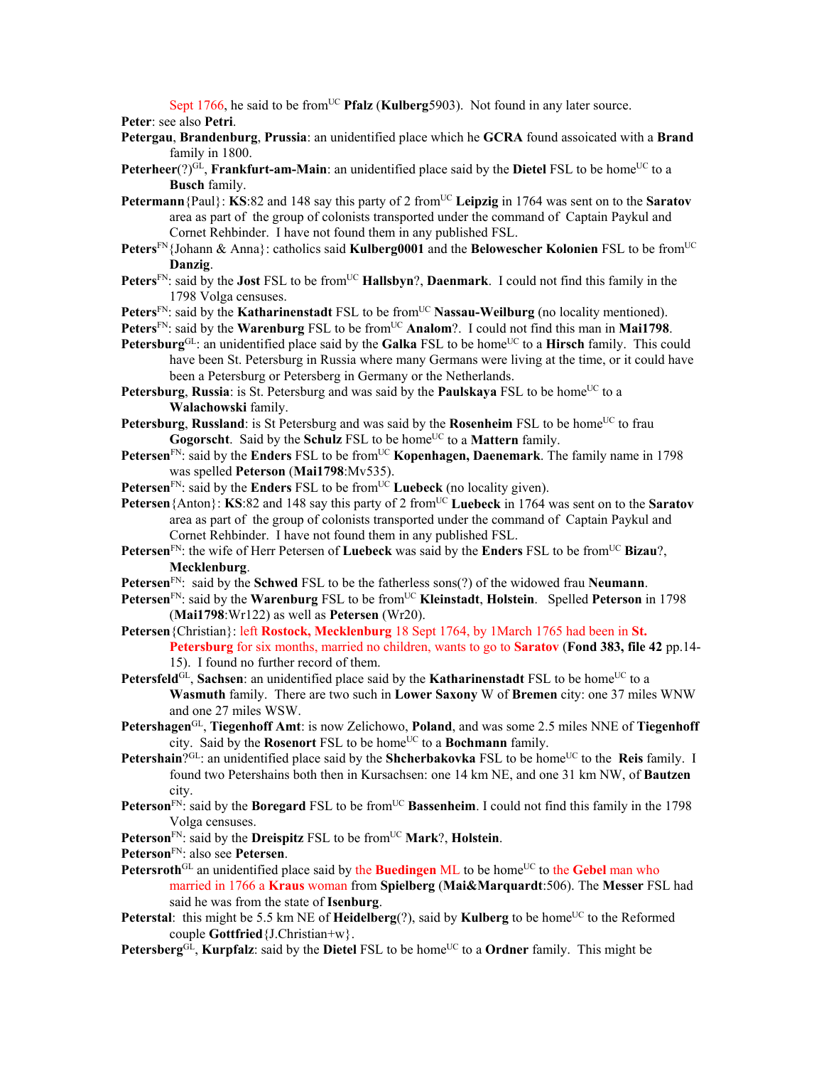Sept 1766, he said to be from[UC] **Pfalz** (**Kulberg**5903). Not found in any later source.

**Peter**: see also **Petri**.

**Petergau**, **Brandenburg**, **Prussia**: an unidentified place which he **GCRA** found assoicated with a **Brand** family in 1800.

**Peterheer**(?)[GL], **Frankfurt-am-Main**: an unidentified place said by the **Dietel** FSL to be home[UC] to a **Busch** family.

**Petermann**{Paul}: **KS**:82 and 148 say this party of 2 from[UC] **Leipzig** in 1764 was sent on to the **Saratov** area as part of the group of colonists transported under the command of Captain Paykul and Cornet Rehbinder. I have not found them in any published FSL.

**Peters**[FN]{Johann & Anna}: catholics said **Kulberg0001** and the **Belowescher Kolonien** FSL to be from[UC] **Danzig**.

**Peters**[FN]: said by the **Jost** FSL to be from[UC] **Hallsbyn**?, **Daenmark**. I could not find this family in the 1798 Volga censuses.

**Peters**[FN]: said by the **Katharinenstadt** FSL to be from[UC] **Nassau-Weilburg** (no locality mentioned).

**Peters**[FN]: said by the **Warenburg** FSL to be from[UC] **Analom**?. I could not find this man in **Mai1798**.

**Petersburg**[GL]: an unidentified place said by the **Galka** FSL to be home[UC] to a **Hirsch** family. This could have been St. Petersburg in Russia where many Germans were living at the time, or it could have been a Petersburg or Petersberg in Germany or the Netherlands.

**Petersburg**, **Russia**: is St. Petersburg and was said by the **Paulskaya** FSL to be home[UC] to a **Walachowski** family.

**Petersburg**, **Russland**: is St Petersburg and was said by the **Rosenheim** FSL to be home[UC] to frau **Gogorscht**. Said by the **Schulz** FSL to be home[UC] to a **Mattern** family.

**Petersen**[FN]: said by the **Enders** FSL to be from[UC] **Kopenhagen, Daenemark**. The family name in 1798 was spelled **Peterson** (**Mai1798**:Mv535).

**Petersen**[FN]: said by the **Enders** FSL to be from[UC] **Luebeck** (no locality given).

**Petersen**{Anton}: **KS**:82 and 148 say this party of 2 from[UC] **Luebeck** in 1764 was sent on to the **Saratov** area as part of the group of colonists transported under the command of Captain Paykul and Cornet Rehbinder. I have not found them in any published FSL.

**Petersen**[FN]: the wife of Herr Petersen of **Luebeck** was said by the **Enders** FSL to be from[UC] **Bizau**?, **Mecklenburg**.

**Petersen**[FN]: said by the **Schwed** FSL to be the fatherless sons(?) of the widowed frau **Neumann**.

**Petersen**[FN]: said by the **Warenburg** FSL to be from[UC] **Kleinstadt**, **Holstein**. Spelled **Peterson** in 1798 (**Mai1798**:Wr122) as well as **Petersen** (Wr20).

**Petersen**{Christian}: left **Rostock, Mecklenburg** 18 Sept 1764, by 1March 1765 had been in **St. Petersburg** for six months, married no children, wants to go to **Saratov** (**Fond 383, file 42** pp.14-15). I found no further record of them.

**Petersfeld**[GL], **Sachsen**: an unidentified place said by the **Katharinenstadt** FSL to be home[UC] to a **Wasmuth** family. There are two such in **Lower Saxony** W of **Bremen** city: one 37 miles WNW and one 27 miles WSW.

**Petershagen**[GL], **Tiegenhoff Amt**: is now Zelichowo, **Poland**, and was some 2.5 miles NNE of **Tiegenhoff** city. Said by the **Rosenort** FSL to be home[UC] to a **Bochmann** family.

**Petershain**?[GL]: an unidentified place said by the **Shcherbakovka** FSL to be home[UC] to the **Reis** family. I found two Petershains both then in Kursachsen: one 14 km NE, and one 31 km NW, of **Bautzen** city.

**Peterson**[FN]: said by the **Boregard** FSL to be from[UC] **Bassenheim**. I could not find this family in the 1798 Volga censuses.

**Peterson**[FN]: said by the **Dreispitz** FSL to be from[UC] **Mark**?, **Holstein**.

**Peterson**[FN]: also see **Petersen**.

**Petersroth**[GL] an unidentified place said by the **Buedingen** ML to be home[UC] to the **Gebel** man who married in 1766 a **Kraus** woman from **Spielberg** (**Mai&Marquardt**:506). The **Messer** FSL had said he was from the state of **Isenburg**.

**Peterstal**: this might be 5.5 km NE of **Heidelberg**(?), said by **Kulberg** to be home[UC] to the Reformed couple **Gottfried**{J.Christian+w}.

**Petersberg**[GL], **Kurpfalz**: said by the **Dietel** FSL to be home[UC] to a **Ordner** family. This might be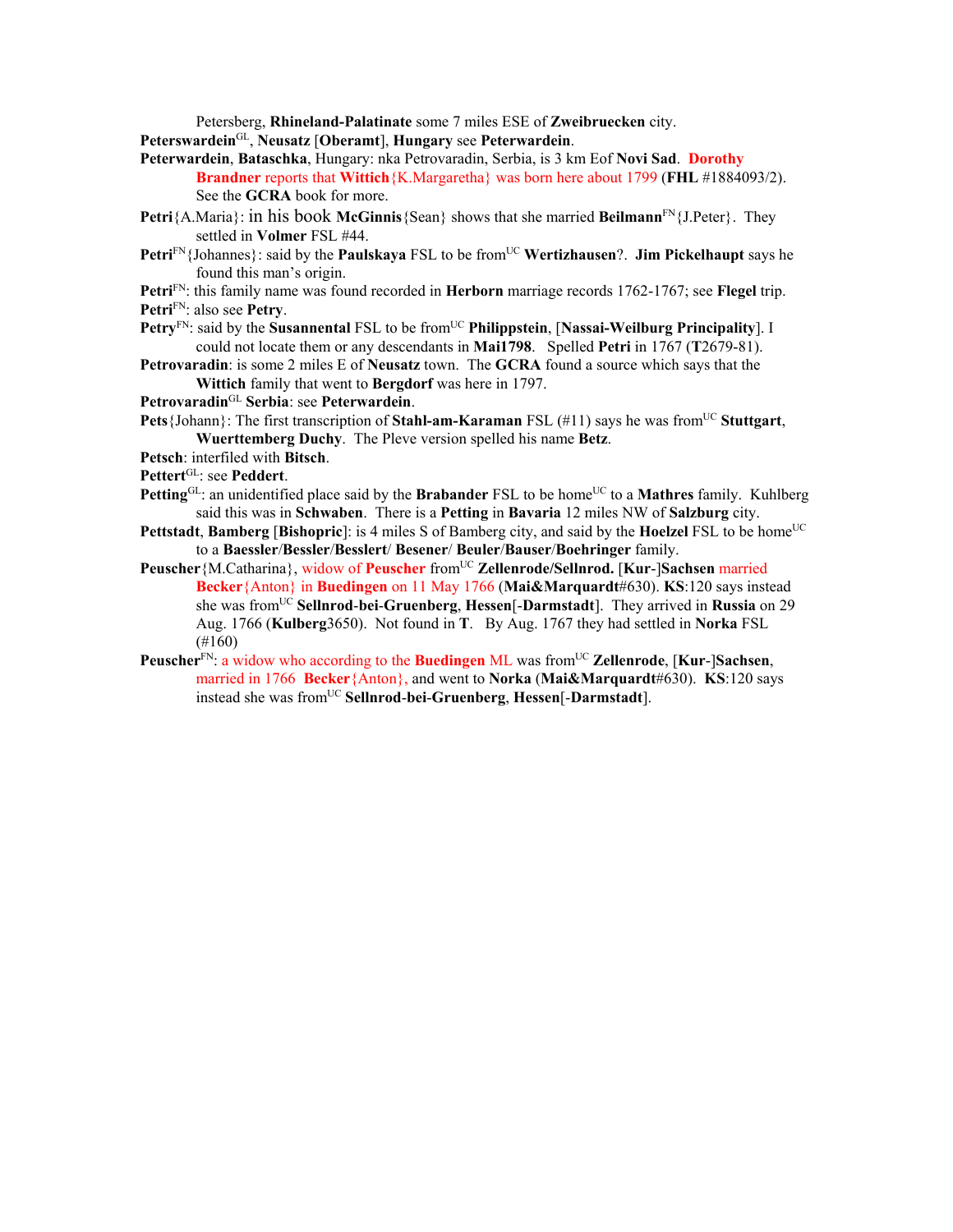Petersberg, **Rhineland-Palatinate** some 7 miles ESE of **Zweibruecken** city.

**Peterswardein**[GL], **Neusatz** [**Oberamt**], **Hungary** see **Peterwardein**.

**Peterwardein**, **Bataschka**, Hungary: nka Petrovaradin, Serbia, is 3 km Eof **Novi Sad**. **Dorothy Brandner** reports that **Wittich**{K.Margaretha} was born here about 1799 (**FHL** #1884093/2). See the **GCRA** book for more.

**Petri**{A.Maria}: in his book **McGinnis**{Sean} shows that she married **Beilmann**[FN]{J.Peter}. They settled in **Volmer** FSL #44.

**Petri**[FN]{Johannes}: said by the **Paulskaya** FSL to be from[UC] **Wertizhausen**?. **Jim Pickelhaupt** says he found this man's origin.

**Petri**[FN]: this family name was found recorded in **Herborn** marriage records 1762-1767; see **Flegel** trip.

**Petri**[FN]: also see **Petry**.

**Petry**[FN]: said by the **Susannental** FSL to be from[UC] **Philippstein**, [**Nassai-Weilburg Principality**]. I could not locate them or any descendants in **Mai1798**. Spelled **Petri** in 1767 (**T**2679-81).

**Petrovaradin**: is some 2 miles E of **Neusatz** town. The **GCRA** found a source which says that the **Wittich** family that went to **Bergdorf** was here in 1797.

**Petrovaradin**[GL] **Serbia**: see **Peterwardein**.

**Pets**{Johann}: The first transcription of **Stahl-am-Karaman** FSL (#11) says he was from[UC] **Stuttgart**, **Wuerttemberg Duchy**. The Pleve version spelled his name **Betz**.

**Petsch**: interfiled with **Bitsch**.

**Pettert**[GL]: see **Peddert**.

**Petting**[GL]: an unidentified place said by the **Brabander** FSL to be home[UC] to a **Mathres** family. Kuhlberg said this was in **Schwaben**. There is a **Petting** in **Bavaria** 12 miles NW of **Salzburg** city.

**Pettstadt**, **Bamberg** [**Bishopric**]: is 4 miles S of Bamberg city, and said by the **Hoelzel** FSL to be home[UC] to a **Baessler**/**Bessler**/**Besslert**/ **Besener**/ **Beuler**/**Bauser**/**Boehringer** family.

**Peuscher**{M.Catharina}, widow of **Peuscher** from[UC] **Zellenrode/Sellnrod.** [**Kur**-]**Sachsen** married **Becker**{Anton} in **Buedingen** on 11 May 1766 (**Mai&Marquardt**#630). **KS**:120 says instead she was from[UC] **Sellnrod-bei-Gruenberg**, **Hessen**[-**Darmstadt**]. They arrived in **Russia** on 29 Aug. 1766 (**Kulberg**3650). Not found in **T**. By Aug. 1767 they had settled in **Norka** FSL (#160)

**Peuscher**[FN]: a widow who according to the **Buedingen** ML was from[UC] **Zellenrode**, [**Kur**-]**Sachsen**, married in 1766 **Becker**{Anton}, and went to **Norka** (**Mai&Marquardt**#630). **KS**:120 says instead she was from[UC] **Sellnrod-bei-Gruenberg**, **Hessen**[-**Darmstadt**].